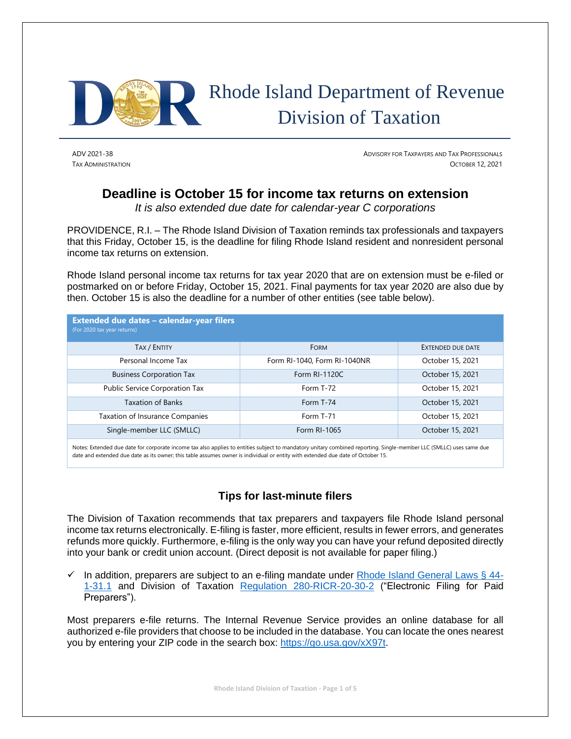# Rhode Island Department of Revenue
# Division of Taxation

ADV 2021-38
TAX ADMINISTRATION

ADVISORY FOR TAXPAYERS AND TAX PROFESSIONALS
OCTOBER 12, 2021

## Deadline is October 15 for income tax returns on extension

*It is also extended due date for calendar-year C corporations*

PROVIDENCE, R.I. – The Rhode Island Division of Taxation reminds tax professionals and taxpayers that this Friday, October 15, is the deadline for filing Rhode Island resident and nonresident personal income tax returns on extension.

Rhode Island personal income tax returns for tax year 2020 that are on extension must be e-filed or postmarked on or before Friday, October 15, 2021. Final payments for tax year 2020 are also due by then. October 15 is also the deadline for a number of other entities (see table below).

**Extended due dates – calendar-year filers**
(For 2020 tax year returns)

| TAX / ENTITY | FORM | EXTENDED DUE DATE |
|---|---|---|
| Personal Income Tax | Form RI-1040, Form RI-1040NR | October 15, 2021 |
| Business Corporation Tax | Form RI-1120C | October 15, 2021 |
| Public Service Corporation Tax | Form T-72 | October 15, 2021 |
| Taxation of Banks | Form T-74 | October 15, 2021 |
| Taxation of Insurance Companies | Form T-71 | October 15, 2021 |
| Single-member LLC (SMLLC) | Form RI-1065 | October 15, 2021 |

Notes: Extended due date for corporate income tax also applies to entities subject to mandatory unitary combined reporting. Single-member LLC (SMLLC) uses same due date and extended due date as its owner; this table assumes owner is individual or entity with extended due date of October 15.

### Tips for last-minute filers

The Division of Taxation recommends that tax preparers and taxpayers file Rhode Island personal income tax returns electronically. E-filing is faster, more efficient, results in fewer errors, and generates refunds more quickly. Furthermore, e-filing is the only way you can have your refund deposited directly into your bank or credit union account. (Direct deposit is not available for paper filing.)

- ✓ In addition, preparers are subject to an e-filing mandate under Rhode Island General Laws § 44-1-31.1 and Division of Taxation Regulation 280-RICR-20-30-2 ("Electronic Filing for Paid Preparers").

Most preparers e-file returns. The Internal Revenue Service provides an online database for all authorized e-file providers that choose to be included in the database. You can locate the ones nearest you by entering your ZIP code in the search box: https://go.usa.gov/xX97t.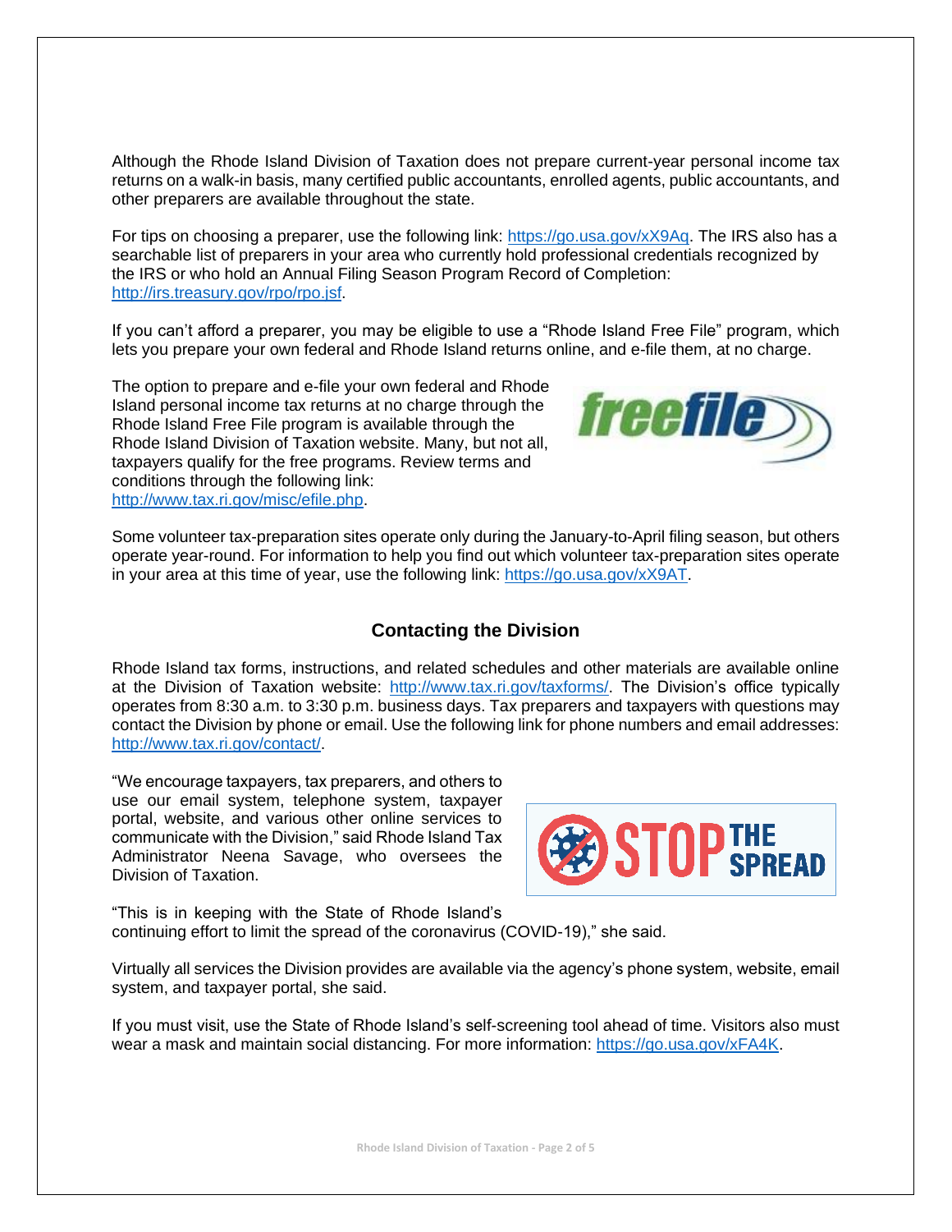Although the Rhode Island Division of Taxation does not prepare current-year personal income tax returns on a walk-in basis, many certified public accountants, enrolled agents, public accountants, and other preparers are available throughout the state.

For tips on choosing a preparer, use the following link: https://go.usa.gov/xX9Aq. The IRS also has a searchable list of preparers in your area who currently hold professional credentials recognized by the IRS or who hold an Annual Filing Season Program Record of Completion: http://irs.treasury.gov/rpo/rpo.jsf.

If you can't afford a preparer, you may be eligible to use a "Rhode Island Free File" program, which lets you prepare your own federal and Rhode Island returns online, and e-file them, at no charge.

The option to prepare and e-file your own federal and Rhode Island personal income tax returns at no charge through the Rhode Island Free File program is available through the Rhode Island Division of Taxation website. Many, but not all, taxpayers qualify for the free programs. Review terms and conditions through the following link: http://www.tax.ri.gov/misc/efile.php.

Some volunteer tax-preparation sites operate only during the January-to-April filing season, but others operate year-round. For information to help you find out which volunteer tax-preparation sites operate in your area at this time of year, use the following link: https://go.usa.gov/xX9AT.

## Contacting the Division

Rhode Island tax forms, instructions, and related schedules and other materials are available online at the Division of Taxation website: http://www.tax.ri.gov/taxforms/. The Division's office typically operates from 8:30 a.m. to 3:30 p.m. business days. Tax preparers and taxpayers with questions may contact the Division by phone or email. Use the following link for phone numbers and email addresses: http://www.tax.ri.gov/contact/.

"We encourage taxpayers, tax preparers, and others to use our email system, telephone system, taxpayer portal, website, and various other online services to communicate with the Division," said Rhode Island Tax Administrator Neena Savage, who oversees the Division of Taxation.

"This is in keeping with the State of Rhode Island's continuing effort to limit the spread of the coronavirus (COVID-19)," she said.

Virtually all services the Division provides are available via the agency's phone system, website, email system, and taxpayer portal, she said.

If you must visit, use the State of Rhode Island's self-screening tool ahead of time. Visitors also must wear a mask and maintain social distancing. For more information: https://go.usa.gov/xFA4K.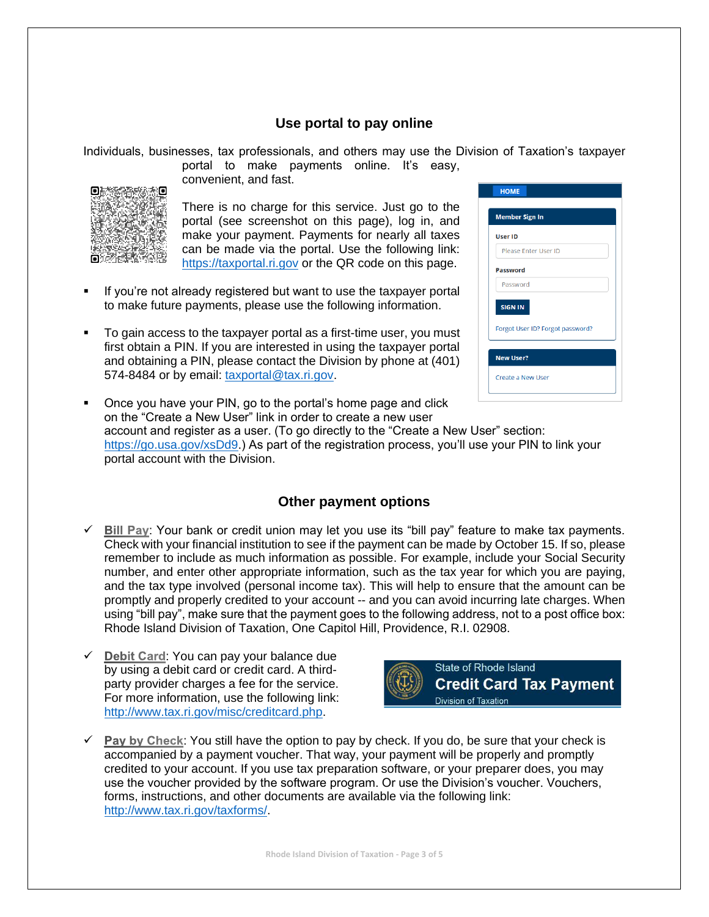## Use portal to pay online

Individuals, businesses, tax professionals, and others may use the Division of Taxation's taxpayer portal to make payments online. It's easy, convenient, and fast.

There is no charge for this service. Just go to the portal (see screenshot on this page), log in, and make your payment. Payments for nearly all taxes can be made via the portal. Use the following link: https://taxportal.ri.gov or the QR code on this page.

- If you're not already registered but want to use the taxpayer portal to make future payments, please use the following information.
- To gain access to the taxpayer portal as a first-time user, you must first obtain a PIN. If you are interested in using the taxpayer portal and obtaining a PIN, please contact the Division by phone at (401) 574-8484 or by email: taxportal@tax.ri.gov.
- Once you have your PIN, go to the portal's home page and click on the "Create a New User" link in order to create a new user account and register as a user. (To go directly to the "Create a New User" section: https://go.usa.gov/xsDd9.) As part of the registration process, you'll use your PIN to link your portal account with the Division.

## Other payment options

- ✓ **Bill Pay**: Your bank or credit union may let you use its "bill pay" feature to make tax payments. Check with your financial institution to see if the payment can be made by October 15. If so, please remember to include as much information as possible. For example, include your Social Security number, and enter other appropriate information, such as the tax year for which you are paying, and the tax type involved (personal income tax). This will help to ensure that the amount can be promptly and properly credited to your account -- and you can avoid incurring late charges. When using "bill pay", make sure that the payment goes to the following address, not to a post office box: Rhode Island Division of Taxation, One Capitol Hill, Providence, R.I. 02908.
- ✓ **Debit Card**: You can pay your balance due by using a debit card or credit card. A third-party provider charges a fee for the service. For more information, use the following link: http://www.tax.ri.gov/misc/creditcard.php.
- ✓ **Pay by Check**: You still have the option to pay by check. If you do, be sure that your check is accompanied by a payment voucher. That way, your payment will be properly and promptly credited to your account. If you use tax preparation software, or your preparer does, you may use the voucher provided by the software program. Or use the Division's voucher. Vouchers, forms, instructions, and other documents are available via the following link: http://www.tax.ri.gov/taxforms/.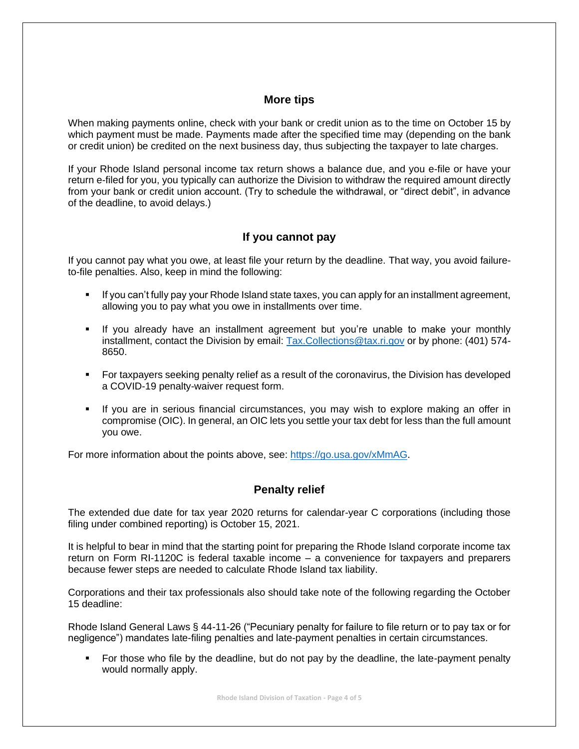## More tips

When making payments online, check with your bank or credit union as to the time on October 15 by which payment must be made. Payments made after the specified time may (depending on the bank or credit union) be credited on the next business day, thus subjecting the taxpayer to late charges.

If your Rhode Island personal income tax return shows a balance due, and you e-file or have your return e-filed for you, you typically can authorize the Division to withdraw the required amount directly from your bank or credit union account. (Try to schedule the withdrawal, or "direct debit", in advance of the deadline, to avoid delays.)

## If you cannot pay

If you cannot pay what you owe, at least file your return by the deadline. That way, you avoid failure-to-file penalties. Also, keep in mind the following:

- If you can't fully pay your Rhode Island state taxes, you can apply for an installment agreement, allowing you to pay what you owe in installments over time.
- If you already have an installment agreement but you're unable to make your monthly installment, contact the Division by email: [Tax.Collections@tax.ri.gov](mailto:Tax.Collections@tax.ri.gov) or by phone: (401) 574-8650.
- For taxpayers seeking penalty relief as a result of the coronavirus, the Division has developed a COVID-19 penalty-waiver request form.
- If you are in serious financial circumstances, you may wish to explore making an offer in compromise (OIC). In general, an OIC lets you settle your tax debt for less than the full amount you owe.

For more information about the points above, see: [https://go.usa.gov/xMmAG](https://go.usa.gov/xMmAG).

## Penalty relief

The extended due date for tax year 2020 returns for calendar-year C corporations (including those filing under combined reporting) is October 15, 2021.

It is helpful to bear in mind that the starting point for preparing the Rhode Island corporate income tax return on Form RI-1120C is federal taxable income – a convenience for taxpayers and preparers because fewer steps are needed to calculate Rhode Island tax liability.

Corporations and their tax professionals also should take note of the following regarding the October 15 deadline:

Rhode Island General Laws § 44-11-26 ("Pecuniary penalty for failure to file return or to pay tax or for negligence") mandates late-filing penalties and late-payment penalties in certain circumstances.

- For those who file by the deadline, but do not pay by the deadline, the late-payment penalty would normally apply.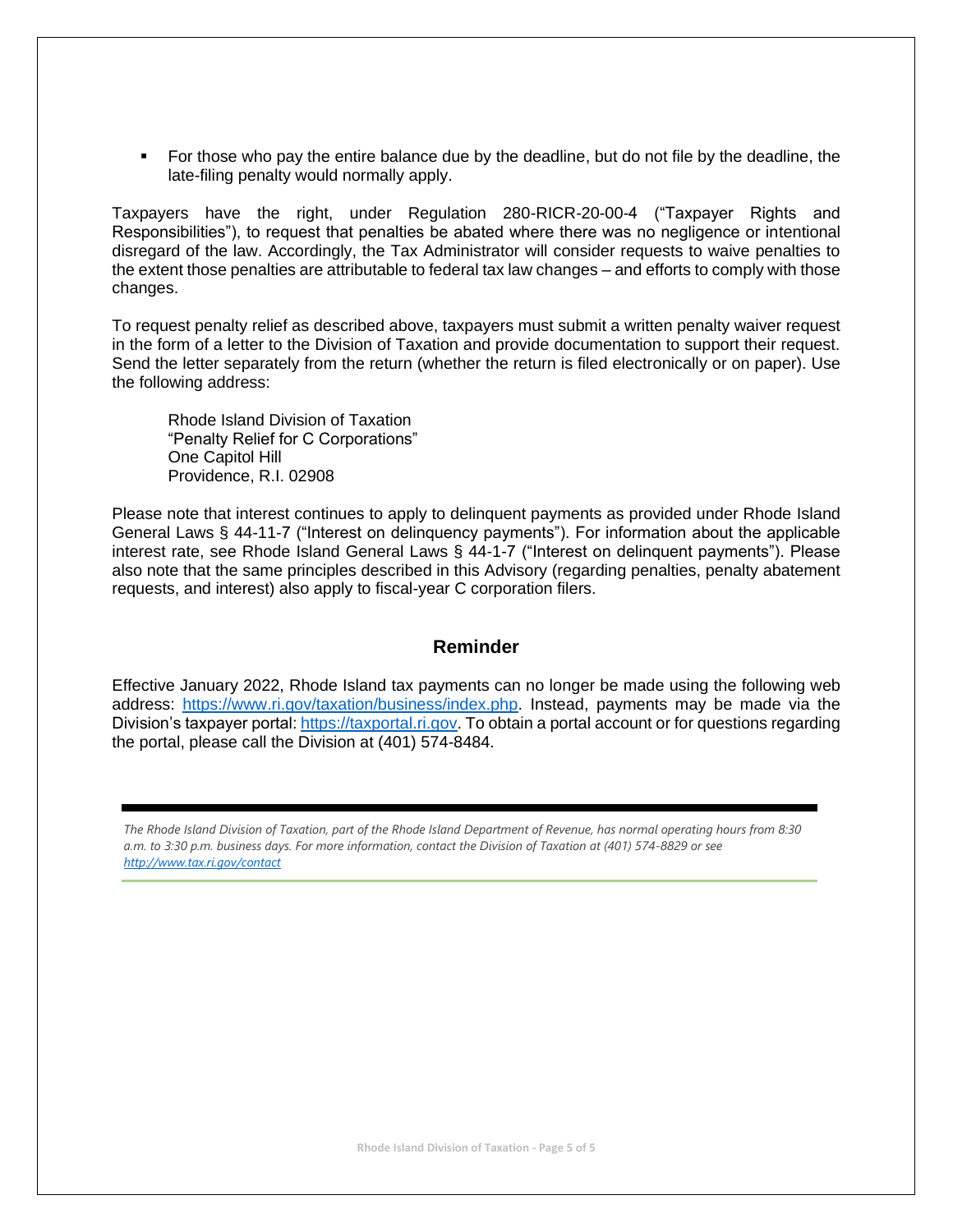- For those who pay the entire balance due by the deadline, but do not file by the deadline, the late-filing penalty would normally apply.

Taxpayers have the right, under Regulation 280-RICR-20-00-4 ("Taxpayer Rights and Responsibilities"), to request that penalties be abated where there was no negligence or intentional disregard of the law. Accordingly, the Tax Administrator will consider requests to waive penalties to the extent those penalties are attributable to federal tax law changes – and efforts to comply with those changes.

To request penalty relief as described above, taxpayers must submit a written penalty waiver request in the form of a letter to the Division of Taxation and provide documentation to support their request. Send the letter separately from the return (whether the return is filed electronically or on paper). Use the following address:

Rhode Island Division of Taxation
"Penalty Relief for C Corporations"
One Capitol Hill
Providence, R.I. 02908

Please note that interest continues to apply to delinquent payments as provided under Rhode Island General Laws § 44-11-7 ("Interest on delinquency payments"). For information about the applicable interest rate, see Rhode Island General Laws § 44-1-7 ("Interest on delinquent payments"). Please also note that the same principles described in this Advisory (regarding penalties, penalty abatement requests, and interest) also apply to fiscal-year C corporation filers.

## Reminder

Effective January 2022, Rhode Island tax payments can no longer be made using the following web address: https://www.ri.gov/taxation/business/index.php. Instead, payments may be made via the Division's taxpayer portal: https://taxportal.ri.gov. To obtain a portal account or for questions regarding the portal, please call the Division at (401) 574-8484.

---

*The Rhode Island Division of Taxation, part of the Rhode Island Department of Revenue, has normal operating hours from 8:30 a.m. to 3:30 p.m. business days. For more information, contact the Division of Taxation at (401) 574-8829 or see http://www.tax.ri.gov/contact*